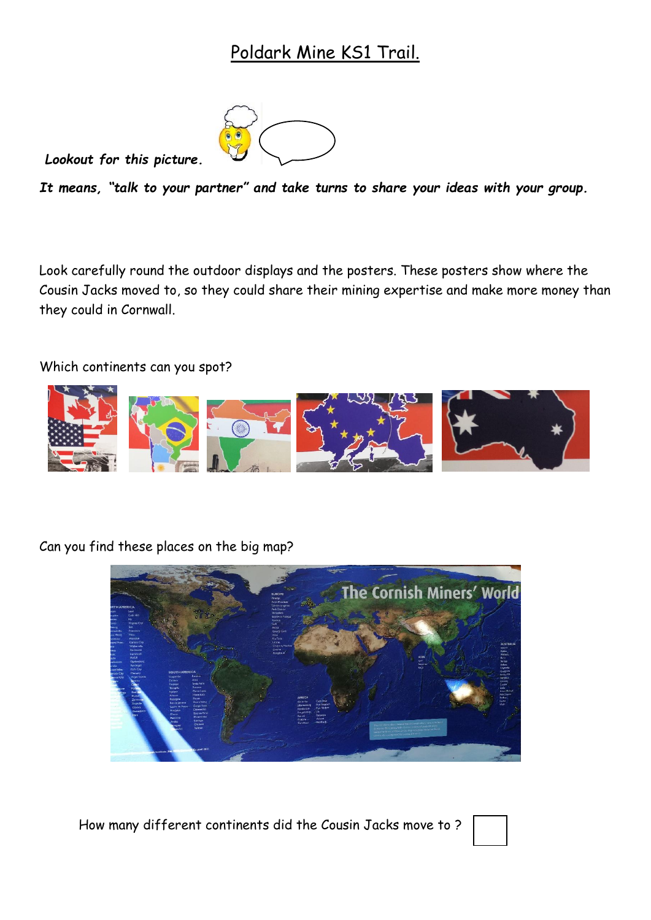# Poldark Mine KS1 Trail.

***Lookout for this picture.***

***It means, "talk to your partner" and take turns to share your ideas with your group.***

Look carefully round the outdoor displays and the posters. These posters show where the Cousin Jacks moved to, so they could share their mining expertise and make more money than they could in Cornwall.

Which continents can you spot?

Can you find these places on the big map?

How many different continents did the Cousin Jacks move to ?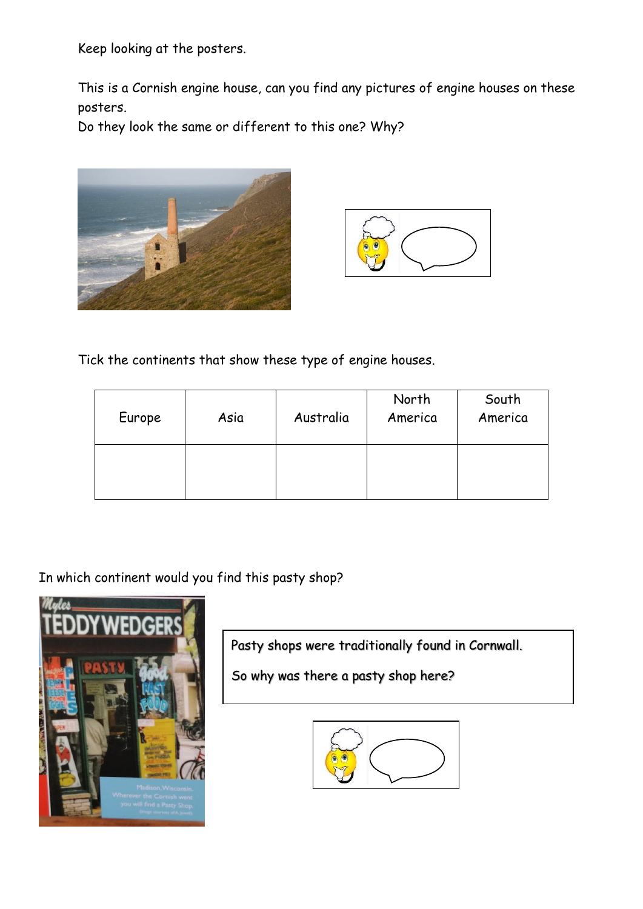Keep looking at the posters.

This is a Cornish engine house, can you find any pictures of engine houses on these posters.

Do they look the same or different to this one? Why?

Tick the continents that show these type of engine houses.

| Europe | Asia | Australia | North America | South America |
|---|---|---|---|---|
| | | | | |

In which continent would you find this pasty shop?

Pasty shops were traditionally found in Cornwall.

So why was there a pasty shop here?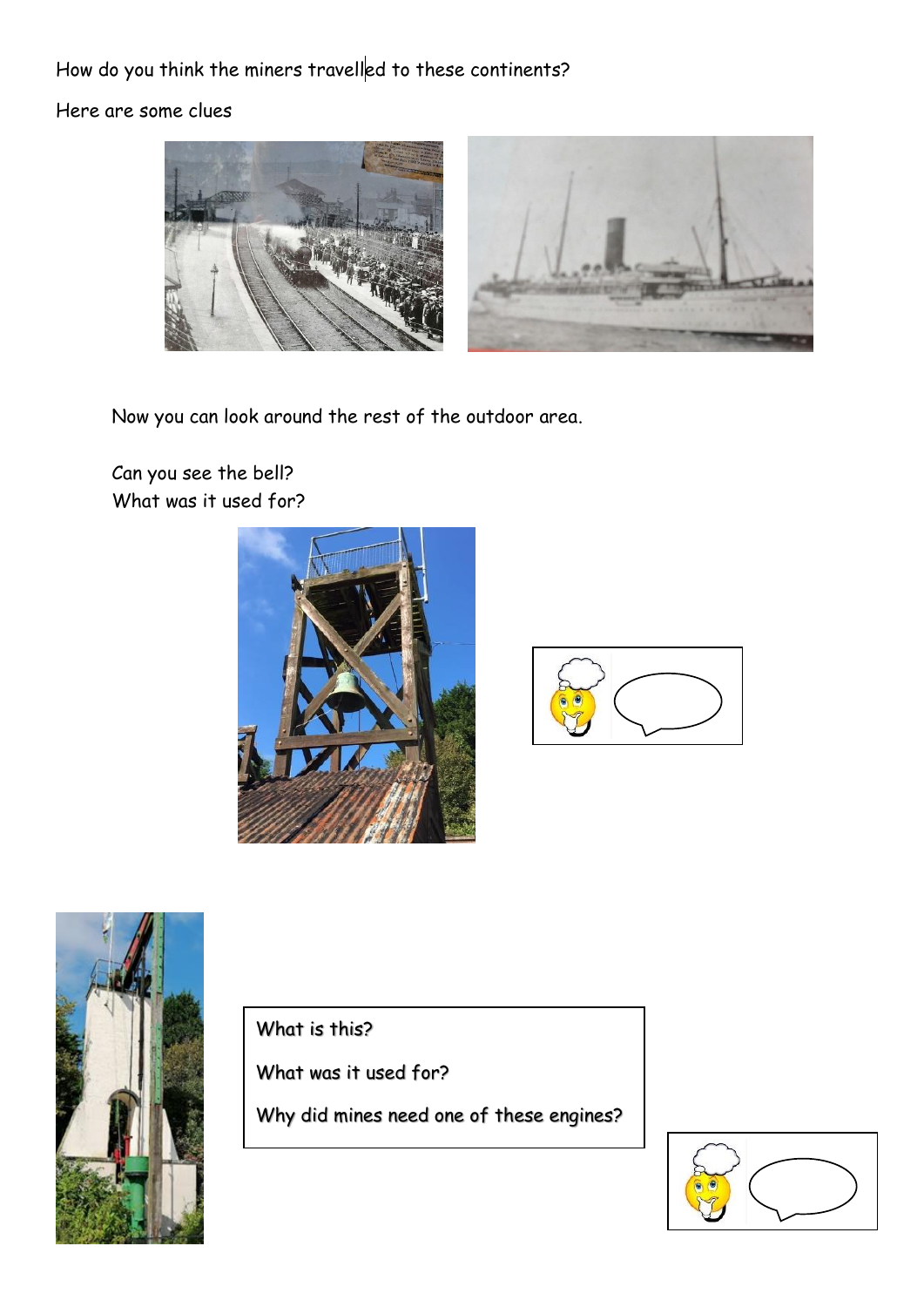How do you think the miners travelled to these continents?

Here are some clues

Now you can look around the rest of the outdoor area.

Can you see the bell?
What was it used for?

What is this?

What was it used for?

Why did mines need one of these engines?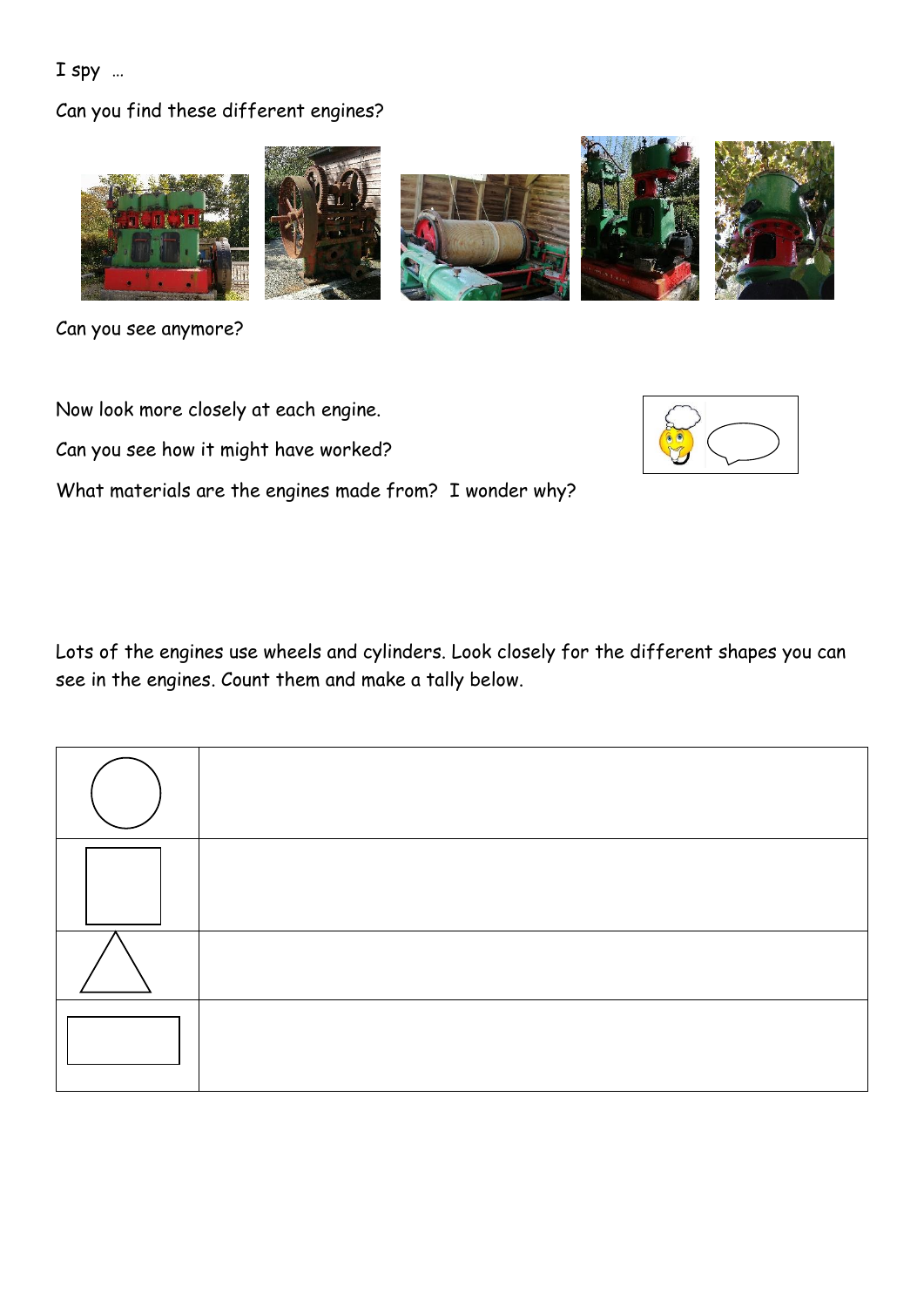I spy …

Can you find these different engines?

Can you see anymore?

Now look more closely at each engine.

Can you see how it might have worked?

What materials are the engines made from? I wonder why?

Lots of the engines use wheels and cylinders. Look closely for the different shapes you can see in the engines. Count them and make a tally below.

| Shape | Tally |
| --- | --- |
| ○ (circle) | |
| □ (square) | |
| △ (triangle) | |
| ▭ (rectangle) | |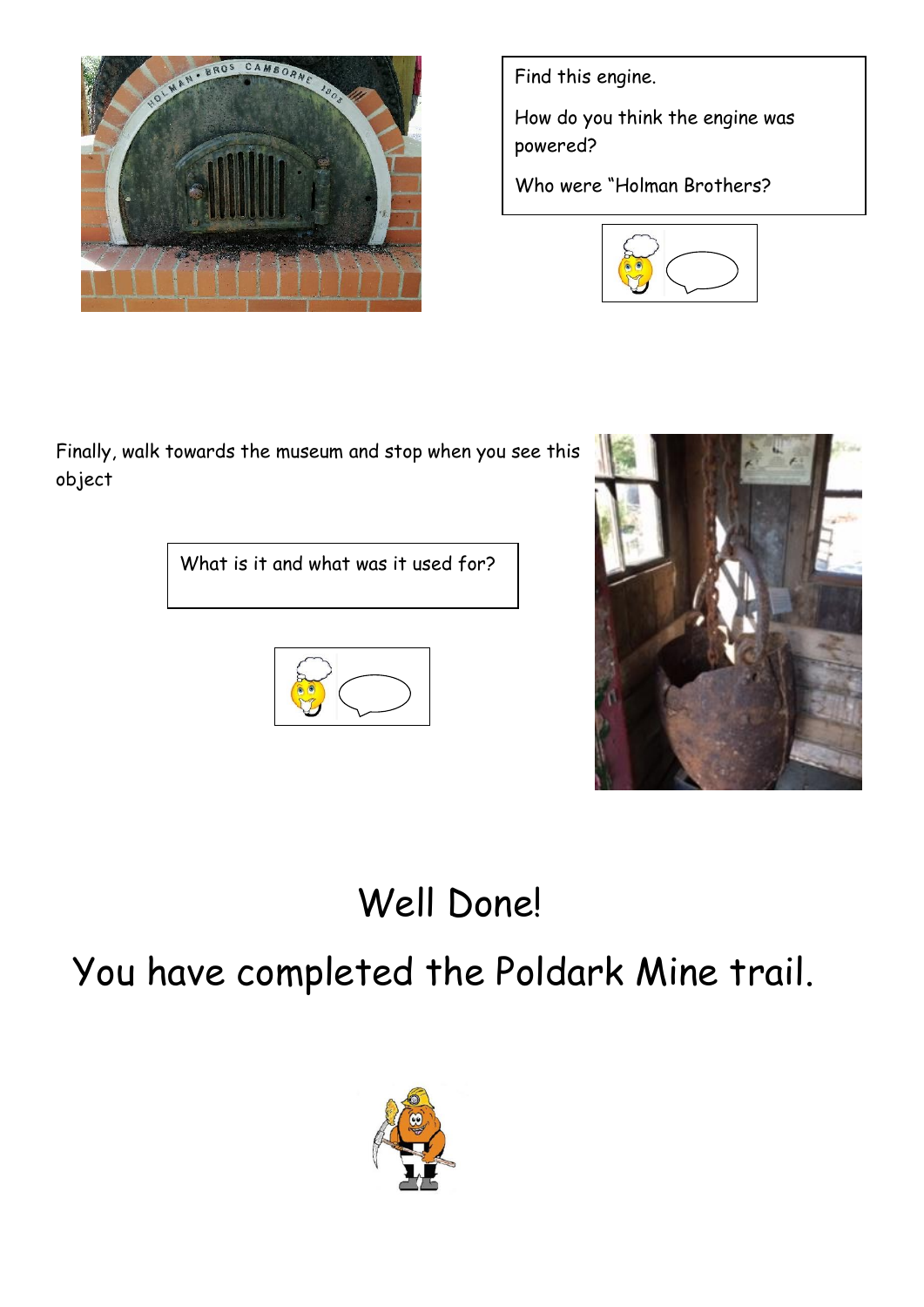Find this engine.

How do you think the engine was powered?

Who were "Holman Brothers?

Finally, walk towards the museum and stop when you see this object

What is it and what was it used for?

# Well Done!

# You have completed the Poldark Mine trail.